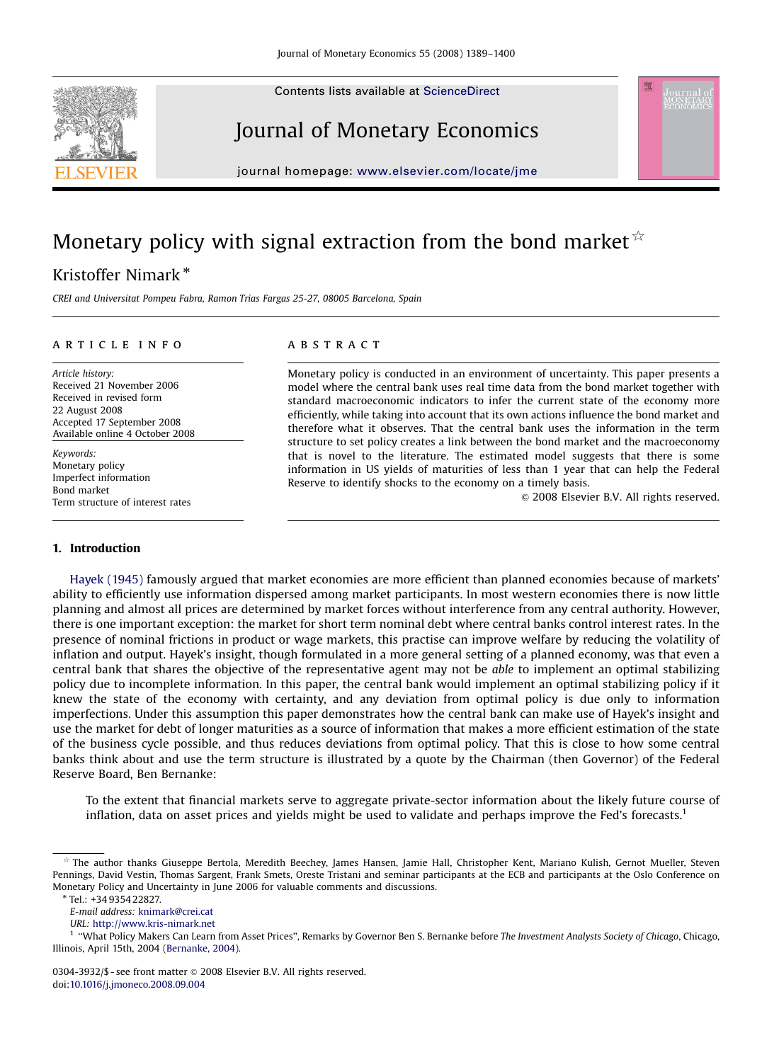Contents lists available at ScienceDirect

# Journal of Monetary Economics

journal homepage: www.elsevier.com/locate/jme

# Monetary policy with signal extraction from the bond market ☆

Kristoffer Nimark *

CREI and Universitat Pompeu Fabra, Ramon Trias Fargas 25-27, 08005 Barcelona, Spain

## ARTICLE INFO

*Article history:*
Received 21 November 2006
Received in revised form
22 August 2008
Accepted 17 September 2008
Available online 4 October 2008

*Keywords:*
Monetary policy
Imperfect information
Bond market
Term structure of interest rates

## ABSTRACT

Monetary policy is conducted in an environment of uncertainty. This paper presents a model where the central bank uses real time data from the bond market together with standard macroeconomic indicators to infer the current state of the economy more efficiently, while taking into account that its own actions influence the bond market and therefore what it observes. That the central bank uses the information in the term structure to set policy creates a link between the bond market and the macroeconomy that is novel to the literature. The estimated model suggests that there is some information in US yields of maturities of less than 1 year that can help the Federal Reserve to identify shocks to the economy on a timely basis.

© 2008 Elsevier B.V. All rights reserved.

## 1. Introduction

Hayek (1945) famously argued that market economies are more efficient than planned economies because of markets' ability to efficiently use information dispersed among market participants. In most western economies there is now little planning and almost all prices are determined by market forces without interference from any central authority. However, there is one important exception: the market for short term nominal debt where central banks control interest rates. In the presence of nominal frictions in product or wage markets, this practise can improve welfare by reducing the volatility of inflation and output. Hayek's insight, though formulated in a more general setting of a planned economy, was that even a central bank that shares the objective of the representative agent may not be *able* to implement an optimal stabilizing policy due to incomplete information. In this paper, the central bank would implement an optimal stabilizing policy if it knew the state of the economy with certainty, and any deviation from optimal policy is due only to information imperfections. Under this assumption this paper demonstrates how the central bank can make use of Hayek's insight and use the market for debt of longer maturities as a source of information that makes a more efficient estimation of the state of the business cycle possible, and thus reduces deviations from optimal policy. That this is close to how some central banks think about and use the term structure is illustrated by a quote by the Chairman (then Governor) of the Federal Reserve Board, Ben Bernanke:

> To the extent that financial markets serve to aggregate private-sector information about the likely future course of inflation, data on asset prices and yields might be used to validate and perhaps improve the Fed's forecasts.[1]

☆ The author thanks Giuseppe Bertola, Meredith Beechey, James Hansen, Jamie Hall, Christopher Kent, Mariano Kulish, Gernot Mueller, Steven Pennings, David Vestin, Thomas Sargent, Frank Smets, Oreste Tristani and seminar participants at the ECB and participants at the Oslo Conference on Monetary Policy and Uncertainty in June 2006 for valuable comments and discussions.

\* Tel.: +34 9354 22827.
*E-mail address:* knimark@crei.cat
*URL:* http://www.kris-nimark.net

[1] "What Policy Makers Can Learn from Asset Prices", Remarks by Governor Ben S. Bernanke before *The Investment Analysts Society of Chicago*, Chicago, Illinois, April 15th, 2004 (Bernanke, 2004).

0304-3932/$ - see front matter © 2008 Elsevier B.V. All rights reserved.
doi:10.1016/j.jmoneco.2008.09.004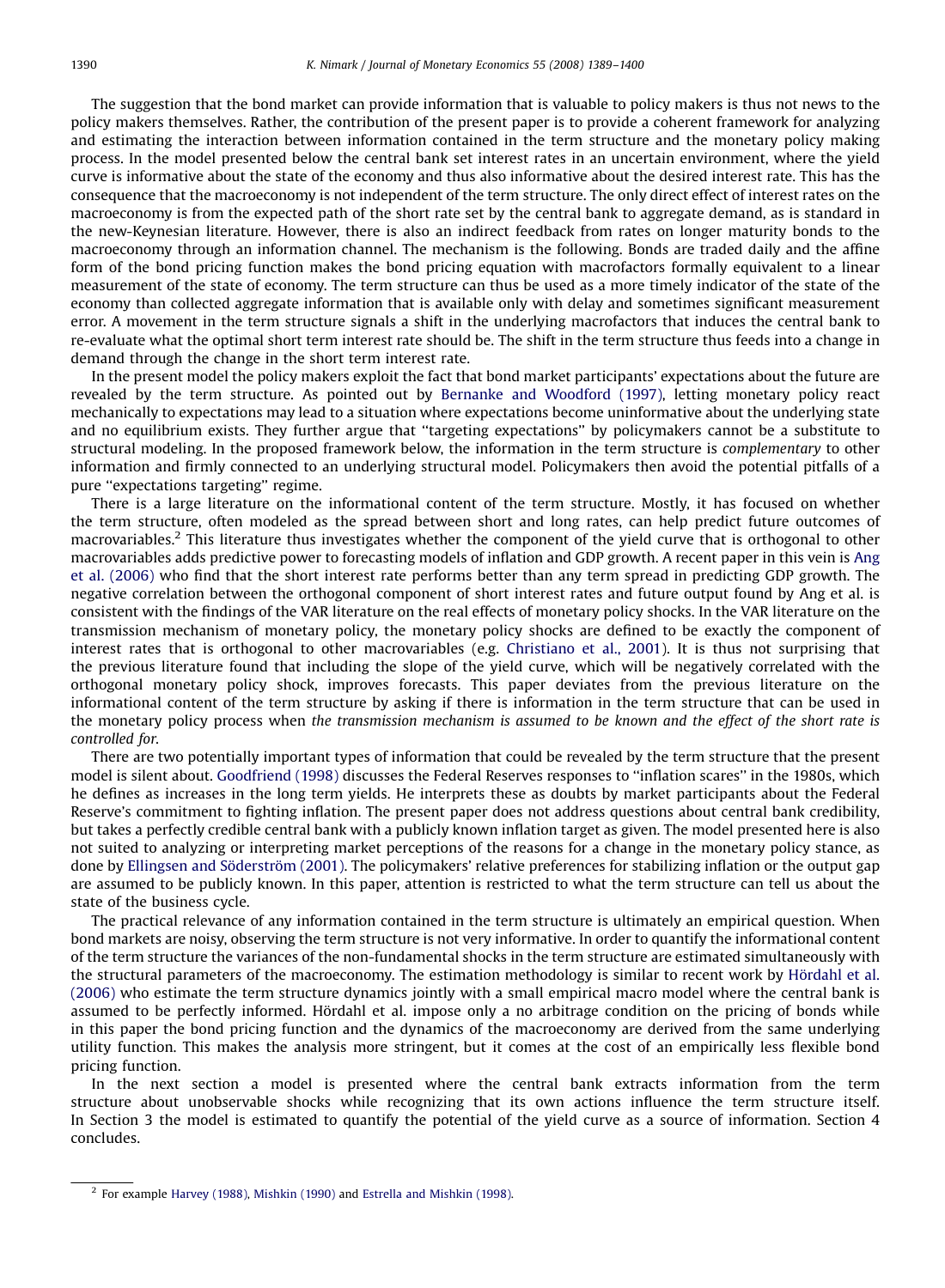The suggestion that the bond market can provide information that is valuable to policy makers is thus not news to the policy makers themselves. Rather, the contribution of the present paper is to provide a coherent framework for analyzing and estimating the interaction between information contained in the term structure and the monetary policy making process. In the model presented below the central bank set interest rates in an uncertain environment, where the yield curve is informative about the state of the economy and thus also informative about the desired interest rate. This has the consequence that the macroeconomy is not independent of the term structure. The only direct effect of interest rates on the macroeconomy is from the expected path of the short rate set by the central bank to aggregate demand, as is standard in the new-Keynesian literature. However, there is also an indirect feedback from rates on longer maturity bonds to the macroeconomy through an information channel. The mechanism is the following. Bonds are traded daily and the affine form of the bond pricing function makes the bond pricing equation with macrofactors formally equivalent to a linear measurement of the state of economy. The term structure can thus be used as a more timely indicator of the state of the economy than collected aggregate information that is available only with delay and sometimes significant measurement error. A movement in the term structure signals a shift in the underlying macrofactors that induces the central bank to re-evaluate what the optimal short term interest rate should be. The shift in the term structure thus feeds into a change in demand through the change in the short term interest rate.

In the present model the policy makers exploit the fact that bond market participants' expectations about the future are revealed by the term structure. As pointed out by Bernanke and Woodford (1997), letting monetary policy react mechanically to expectations may lead to a situation where expectations become uninformative about the underlying state and no equilibrium exists. They further argue that "targeting expectations" by policymakers cannot be a substitute to structural modeling. In the proposed framework below, the information in the term structure is *complementary* to other information and firmly connected to an underlying structural model. Policymakers then avoid the potential pitfalls of a pure "expectations targeting" regime.

There is a large literature on the informational content of the term structure. Mostly, it has focused on whether the term structure, often modeled as the spread between short and long rates, can help predict future outcomes of macrovariables.[2] This literature thus investigates whether the component of the yield curve that is orthogonal to other macrovariables adds predictive power to forecasting models of inflation and GDP growth. A recent paper in this vein is Ang et al. (2006) who find that the short interest rate performs better than any term spread in predicting GDP growth. The negative correlation between the orthogonal component of short interest rates and future output found by Ang et al. is consistent with the findings of the VAR literature on the real effects of monetary policy shocks. In the VAR literature on the transmission mechanism of monetary policy, the monetary policy shocks are defined to be exactly the component of interest rates that is orthogonal to other macrovariables (e.g. Christiano et al., 2001). It is thus not surprising that the previous literature found that including the slope of the yield curve, which will be negatively correlated with the orthogonal monetary policy shock, improves forecasts. This paper deviates from the previous literature on the informational content of the term structure by asking if there is information in the term structure that can be used in the monetary policy process when *the transmission mechanism is assumed to be known and the effect of the short rate is controlled for*.

There are two potentially important types of information that could be revealed by the term structure that the present model is silent about. Goodfriend (1998) discusses the Federal Reserves responses to "inflation scares" in the 1980s, which he defines as increases in the long term yields. He interprets these as doubts by market participants about the Federal Reserve's commitment to fighting inflation. The present paper does not address questions about central bank credibility, but takes a perfectly credible central bank with a publicly known inflation target as given. The model presented here is also not suited to analyzing or interpreting market perceptions of the reasons for a change in the monetary policy stance, as done by Ellingsen and Söderström (2001). The policymakers' relative preferences for stabilizing inflation or the output gap are assumed to be publicly known. In this paper, attention is restricted to what the term structure can tell us about the state of the business cycle.

The practical relevance of any information contained in the term structure is ultimately an empirical question. When bond markets are noisy, observing the term structure is not very informative. In order to quantify the informational content of the term structure the variances of the non-fundamental shocks in the term structure are estimated simultaneously with the structural parameters of the macroeconomy. The estimation methodology is similar to recent work by Hördahl et al. (2006) who estimate the term structure dynamics jointly with a small empirical macro model where the central bank is assumed to be perfectly informed. Hördahl et al. impose only a no arbitrage condition on the pricing of bonds while in this paper the bond pricing function and the dynamics of the macroeconomy are derived from the same underlying utility function. This makes the analysis more stringent, but it comes at the cost of an empirically less flexible bond pricing function.

In the next section a model is presented where the central bank extracts information from the term structure about unobservable shocks while recognizing that its own actions influence the term structure itself. In Section 3 the model is estimated to quantify the potential of the yield curve as a source of information. Section 4 concludes.

[2] For example Harvey (1988), Mishkin (1990) and Estrella and Mishkin (1998).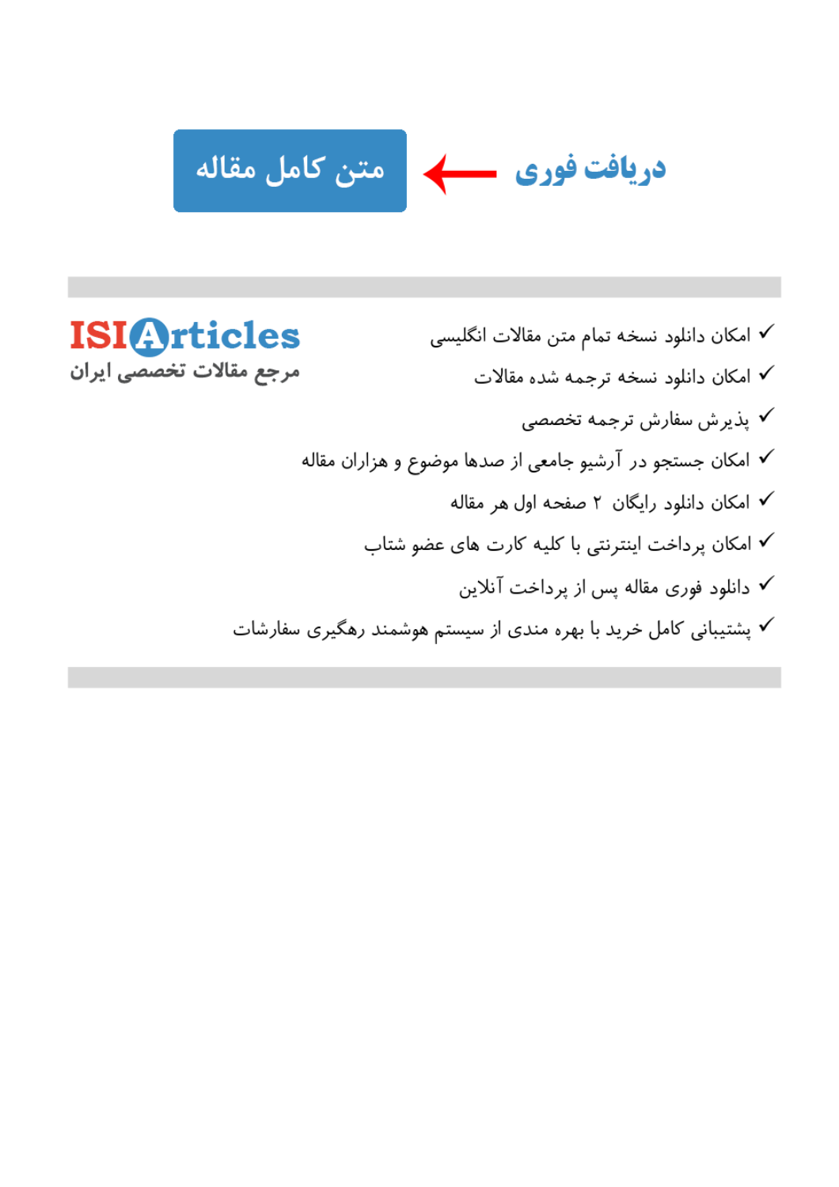دریافت فوری ← **متن کامل مقاله**

**ISIArticles**
مرجع مقالات تخصصی ایران

- ✓ امکان دانلود نسخه تمام متن مقالات انگلیسی
- ✓ امکان دانلود نسخه ترجمه شده مقالات
- ✓ پذیرش سفارش ترجمه تخصصی
- ✓ امکان جستجو در آرشیو جامعی از صدها موضوع و هزاران مقاله
- ✓ امکان دانلود رایگان ۲ صفحه اول هر مقاله
- ✓ امکان پرداخت اینترنتی با کلیه کارت های عضو شتاب
- ✓ دانلود فوری مقاله پس از پرداخت آنلاین
- ✓ پشتیبانی کامل خرید با بهره مندی از سیستم هوشمند رهگیری سفارشات